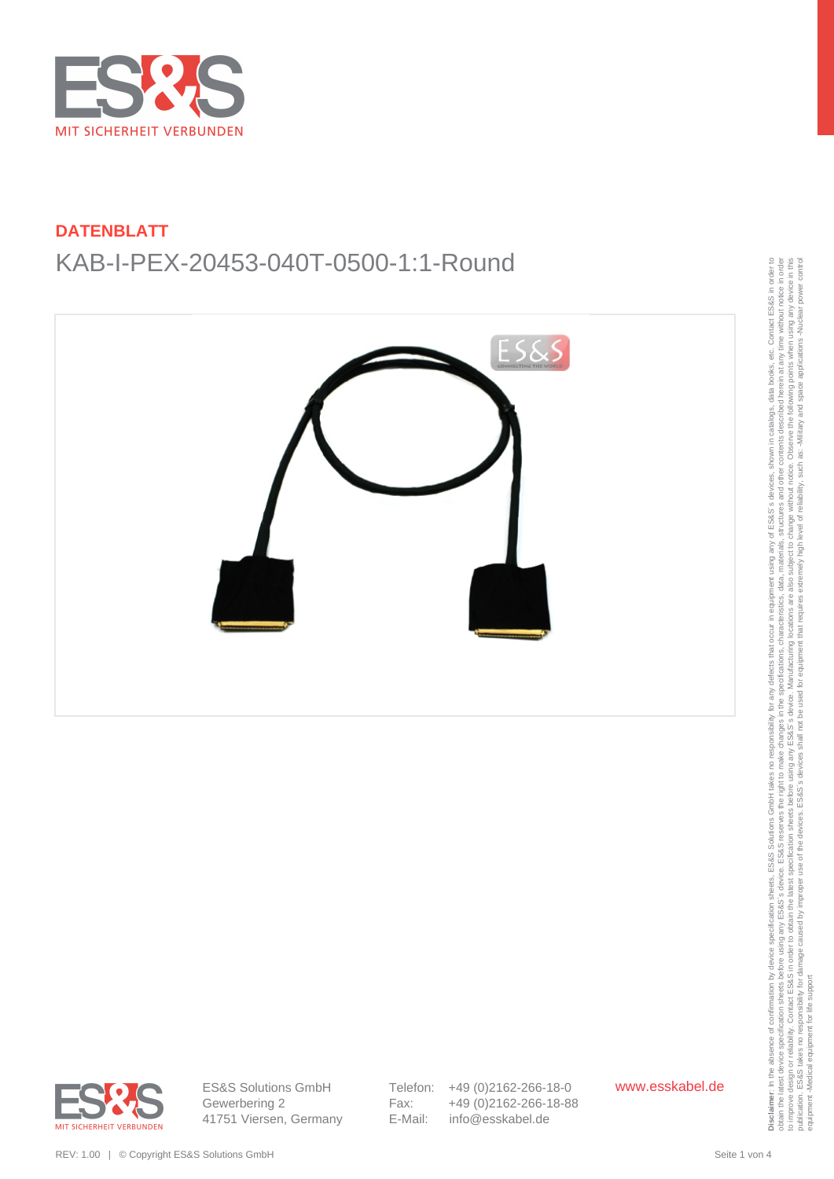# DATENBLATT

## KAB-I-PEX-20453-040T-0500-1:1-Round

ES&S Solutions GmbH
Gewerbering 2
41751 Viersen, Germany

Telefon: +49 (0)2162-266-18-0
Fax: +49 (0)2162-266-18-88
E-Mail: info@esskabel.de

www.esskabel.de

REV: 1.00 | © Copyright ES&S Solutions GmbH

**Disclaimer**: In the absence of confirmation by device specification sheets, ES&S Solutions GmbH takes no responsibility for any defects that occur in equipment using any of ES&S´s devices, shown in catalogs, data books, etc. Contact ES&S in order to obtain the latest device specification sheets before using any ES&S´s device. ES&S reserves the right to make changes in the specifications, characteristics, data, materials, structures and other contents described herein at any time without notice in order to improve design or reliability. Contact ES&S in order to obtain the latest specification sheets before using any ES&S´s device. Manufacturing locations are also subject to change without notice. Observe the following points when using any device in this publication. ES&S takes no responsibility for damage caused by improper use of the devices. ES&S´s devices shall not be used for equipment that requires extremely high level of reliability, such as: -Military and space applications -Nuclear power control equipment -Medical equipment for life support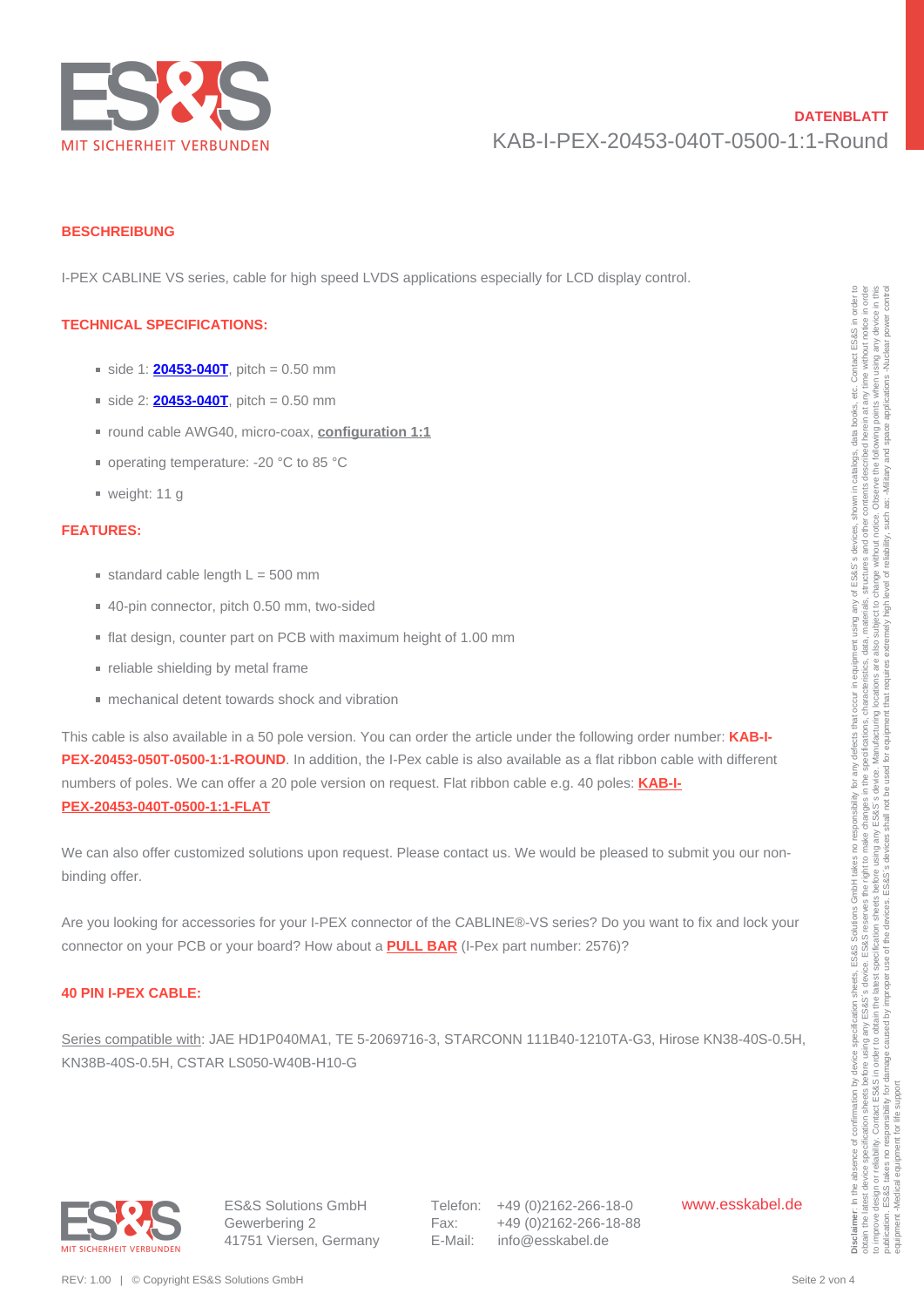**DATENBLATT**

KAB-I-PEX-20453-040T-0500-1:1-Round

## BESCHREIBUNG

I-PEX CABLINE VS series, cable for high speed LVDS applications especially for LCD display control.

## TECHNICAL SPECIFICATIONS:

- side 1: **20453-040T**, pitch = 0.50 mm
- side 2: **20453-040T**, pitch = 0.50 mm
- round cable AWG40, micro-coax, **configuration 1:1**
- operating temperature: -20 °C to 85 °C
- weight: 11 g

## FEATURES:

- standard cable length L = 500 mm
- 40-pin connector, pitch 0.50 mm, two-sided
- flat design, counter part on PCB with maximum height of 1.00 mm
- reliable shielding by metal frame
- mechanical detent towards shock and vibration

This cable is also available in a 50 pole version. You can order the article under the following order number: **KAB-I-PEX-20453-050T-0500-1:1-ROUND**. In addition, the I-Pex cable is also available as a flat ribbon cable with different numbers of poles. We can offer a 20 pole version on request. Flat ribbon cable e.g. 40 poles: **KAB-I-PEX-20453-040T-0500-1:1-FLAT**

We can also offer customized solutions upon request. Please contact us. We would be pleased to submit you our non-binding offer.

Are you looking for accessories for your I-PEX connector of the CABLINE®-VS series? Do you want to fix and lock your connector on your PCB or your board? How about a **PULL BAR** (I-Pex part number: 2576)?

## 40 PIN I-PEX CABLE:

Series compatible with: JAE HD1P040MA1, TE 5-2069716-3, STARCONN 111B40-1210TA-G3, Hirose KN38-40S-0.5H, KN38B-40S-0.5H, CSTAR LS050-W40B-H10-G

ES&S Solutions GmbH
Gewerbering 2
41751 Viersen, Germany

Telefon: +49 (0)2162-266-18-0
Fax: +49 (0)2162-266-18-88
E-Mail: info@esskabel.de

www.esskabel.de

**Disclaimer**: In the absence of confirmation by device specification sheets, ES&S Solutions GmbH takes no responsibility for any defects that occur in equipment using any of ES&S's devices, shown in catalogs, data books, etc. Contact ES&S in order to obtain the latest device specification sheets before using any ES&S's device. ES&S reserves the right to make changes in the specifications, characteristics, data, materials, structures and other contents described herein at any time without notice in order to improve design or reliability. Contact ES&S in order to obtain the latest specification sheets before using any ES&S's device. Manufacturing locations are also subject to change without notice. Observe the following points when using any device in this publication. ES&S takes no responsibility for damage caused by improper use of the devices. ES&S's devices shall not be used for equipment that requires extremely high level of reliability, such as: -Military and space applications -Nuclear power control equipment -Medical equipment for life support

REV: 1.00 | © Copyright ES&S Solutions GmbH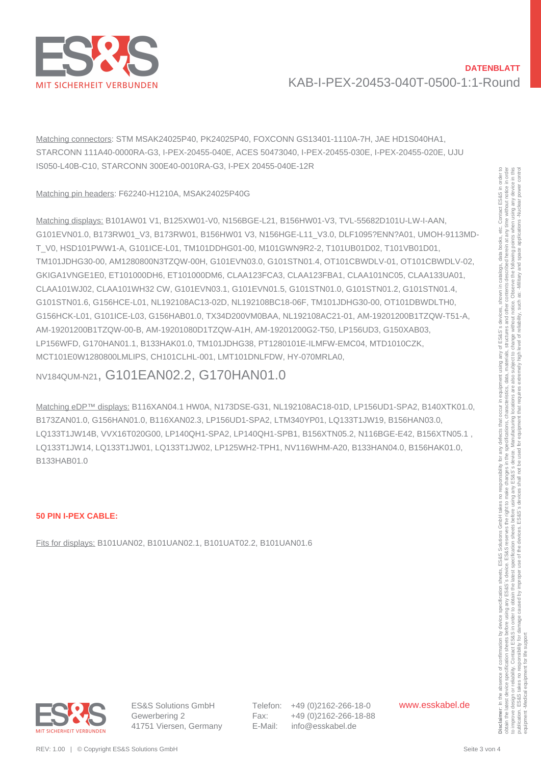Matching connectors: STM MSAK24025P40, PK24025P40, FOXCONN GS13401-1110A-7H, JAE HD1S040HA1, STARCONN 111A40-0000RA-G3, I-PEX-20455-040E, ACES 50473040, I-PEX-20455-030E, I-PEX-20455-020E, UJU IS050-L40B-C10, STARCONN 300E40-0010RA-G3, I-PEX 20455-040E-12R

Matching pin headers: F62240-H1210A, MSAK24025P40G

Matching displays: B101AW01 V1, B125XW01-V0, N156BGE-L21, B156HW01-V3, TVL-55682D101U-LW-I-AAN, G101EVN01.0, B173RW01_V3, B173RW01, B156HW01 V3, N156HGE-L11_V3.0, DLF1095?ENN?A01, UMOH-9113MD-T_V0, HSD101PWW1-A, G101ICE-L01, TM101DDHG01-00, M101GWN9R2-2, T101UB01D02, T101VB01D01, TM101JDHG30-00, AM1280800N3TZQW-00H, G101EVN03.0, G101STN01.4, OT101CBWDLV-01, OT101CBWDLV-02, GKIGA1VNGE1E0, ET101000DH6, ET101000DM6, CLAA123FCA3, CLAA123FBA1, CLAA101NC05, CLAA133UA01, CLAA101WJ02, CLAA101WH32 CW, G101EVN03.1, G101EVN01.5, G101STN01.0, G101STN01.2, G101STN01.4, G101STN01.6, G156HCE-L01, NL192108AC13-02D, NL192108BC18-06F, TM101JDHG30-00, OT101CBWDLTH0, G156HCK-L01, G101ICE-L03, G156HAB01.0, TX34D200VM0BAA, NL192108AC21-01, AM-19201200B1TZQW-T51-A, AM-19201200B1TZQW-00-B, AM-19201080D1TZQW-A1H, AM-19201200G2-T50, LP156UD3, G150XAB03, LP156WFD, G170HAN01.1, B133HAK01.0, TM101JDHG38, PT1280101E-ILMFW-EMC04, MTD1010CZK, MCT101E0W1280800LMLIPS, CH101CLHL-001, LMT101DNLFDW, HY-070MRLA0, NV184QUM-N21, G101EAN02.2, G170HAN01.0

Matching eDP™ displays: B116XAN04.1 HW0A, N173DSE-G31, NL192108AC18-01D, LP156UD1-SPA2, B140XTK01.0, B173ZAN01.0, G156HAN01.0, B116XAN02.3, LP156UD1-SPA2, LTM340YP01, LQ133T1JW19, B156HAN03.0, LQ133T1JW14B, VVX16T020G00, LP140QH1-SPA2, LP140QH1-SPB1, B156XTN05.2, N116BGE-E42, B156XTN05.1 , LQ133T1JW14, LQ133T1JW01, LQ133T1JW02, LP125WH2-TPH1, NV116WHM-A20, B133HAN04.0, B156HAK01.0, B133HAB01.0

**50 PIN I-PEX CABLE:**

Fits for displays: B101UAN02, B101UAN02.1, B101UAT02.2, B101UAN01.6

ES&S Solutions GmbH
Gewerbering 2
41751 Viersen, Germany

Telefon: +49 (0)2162-266-18-0
Fax: +49 (0)2162-266-18-88
E-Mail: info@esskabel.de

www.esskabel.de

**Disclaimer**: In the absence of confirmation by device specification sheets, ES&S Solutions GmbH takes no responsibility for any defects that occur in equipment using any of ES&S's devices, shown in catalogs, data books, etc. Contact ES&S in order to obtain the latest device specification sheets before using any ES&S's device. ES&S reserves the right to make changes in the specifications, characteristics, data, materials, structures and other contents described herein at any time without notice in order to improve design or reliability. Contact ES&S in order to obtain the latest specification sheets before using any ES&S's device. Manufacturing locations are also subject to change without notice. Observe the following points when using any device in this publication. ES&S takes no responsibility for damage caused by improper use of the devices. ES&S's devices shall not be used for equipment that requires extremely high level of reliability, such as: -Military and space applications -Nuclear power control equipment -Medical equipment for life support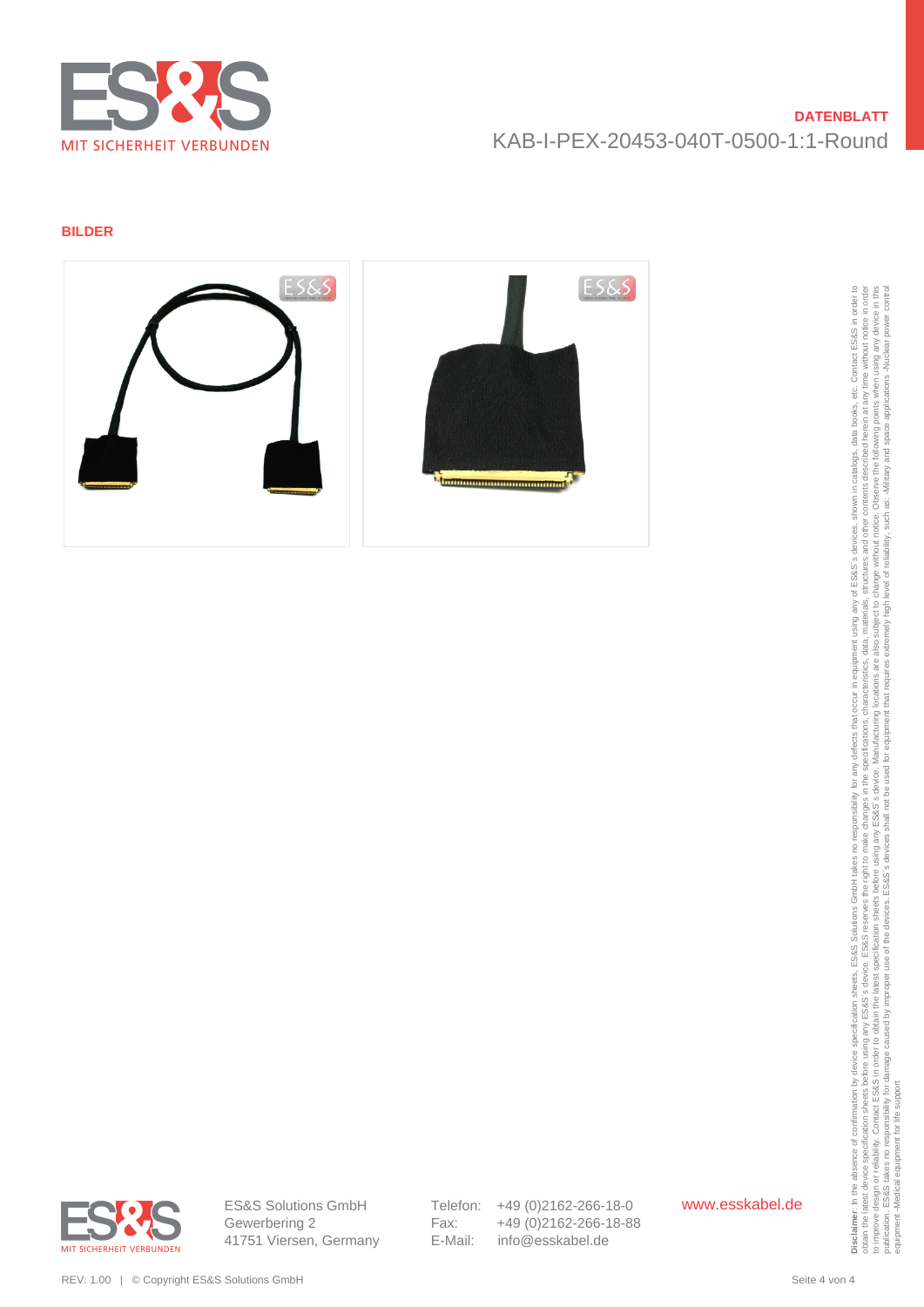**DATENBLATT**

KAB-I-PEX-20453-040T-0500-1:1-Round

## BILDER

**Disclaimer**: In the absence of confirmation by device specification sheets, ES&S Solutions GmbH takes no responsibility for any defects that occur in equipment using any of ES&S´s devices, shown in catalogs, data books, etc. Contact ES&S in order to obtain the latest device specification sheets before using any ES&S´s device. ES&S reserves the right to make changes in the specifications, characteristics, data, materials, structures and other contents described herein at any time without notice in order to improve design or reliability. Contact ES&S in order to obtain the latest specification sheets before using any ES&S´s device. Manufacturing locations are also subject to change without notice. Observe the following points when using any device in this publication. ES&S takes no responsibility for damage caused by improper use of the devices. ES&S´s devices shall not be used for equipment that requires extremely high level of reliability, such as: -Military and space applications -Nuclear power control equipment -Medical equipment for life support

ES&S Solutions GmbH
Gewerbering 2
41751 Viersen, Germany

Telefon: +49 (0)2162-266-18-0
Fax: +49 (0)2162-266-18-88
E-Mail: info@esskabel.de

www.esskabel.de

REV: 1.00 | © Copyright ES&S Solutions GmbH